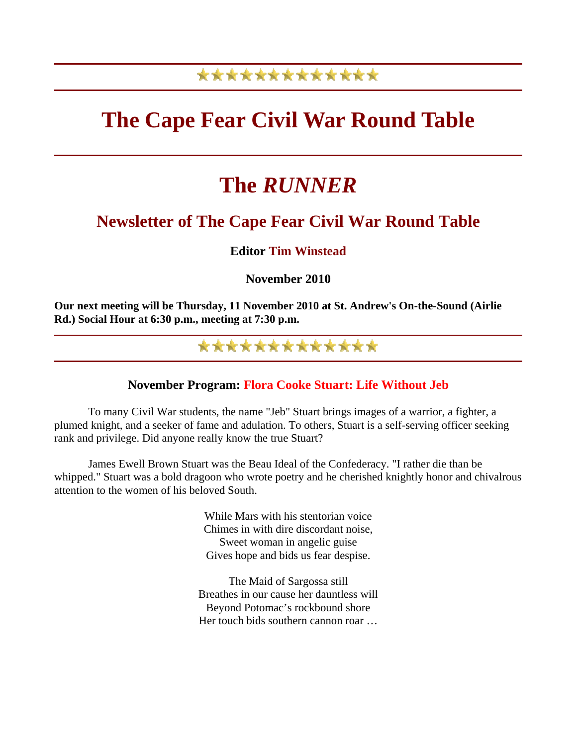★★★★★★★★★★★★★★

# The Cape Fear Civil War Round Table

# The *RUNNER*

## Newsletter of The Cape Fear Civil War Round Table

**Editor Tim Winstead**

**November 2010**

**Our next meeting will be Thursday, 11 November 2010 at St. Andrew's On-the-Sound (Airlie Rd.) Social Hour at 6:30 p.m., meeting at 7:30 p.m.**

★★★★★★★★★★★★★★

### November Program: Flora Cooke Stuart: Life Without Jeb

To many Civil War students, the name "Jeb" Stuart brings images of a warrior, a fighter, a plumed knight, and a seeker of fame and adulation. To others, Stuart is a self-serving officer seeking rank and privilege. Did anyone really know the true Stuart?

James Ewell Brown Stuart was the Beau Ideal of the Confederacy. "I rather die than be whipped." Stuart was a bold dragoon who wrote poetry and he cherished knightly honor and chivalrous attention to the women of his beloved South.

While Mars with his stentorian voice  
Chimes in with dire discordant noise,  
Sweet woman in angelic guise  
Gives hope and bids us fear despise.

The Maid of Sargossa still  
Breathes in our cause her dauntless will  
Beyond Potomac's rockbound shore  
Her touch bids southern cannon roar …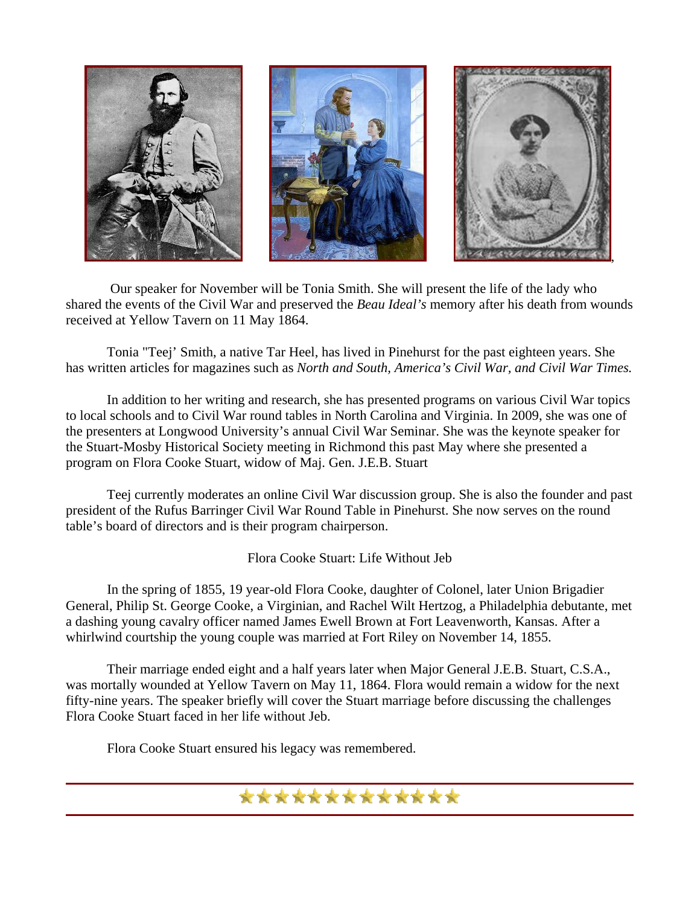Our speaker for November will be Tonia Smith. She will present the life of the lady who shared the events of the Civil War and preserved the *Beau Ideal's* memory after his death from wounds received at Yellow Tavern on 11 May 1864.

Tonia "Teej' Smith, a native Tar Heel, has lived in Pinehurst for the past eighteen years. She has written articles for magazines such as *North and South, America's Civil War, and Civil War Times.*

In addition to her writing and research, she has presented programs on various Civil War topics to local schools and to Civil War round tables in North Carolina and Virginia. In 2009, she was one of the presenters at Longwood University's annual Civil War Seminar. She was the keynote speaker for the Stuart-Mosby Historical Society meeting in Richmond this past May where she presented a program on Flora Cooke Stuart, widow of Maj. Gen. J.E.B. Stuart

Teej currently moderates an online Civil War discussion group. She is also the founder and past president of the Rufus Barringer Civil War Round Table in Pinehurst. She now serves on the round table's board of directors and is their program chairperson.

Flora Cooke Stuart: Life Without Jeb

In the spring of 1855, 19 year-old Flora Cooke, daughter of Colonel, later Union Brigadier General, Philip St. George Cooke, a Virginian, and Rachel Wilt Hertzog, a Philadelphia debutante, met a dashing young cavalry officer named James Ewell Brown at Fort Leavenworth, Kansas. After a whirlwind courtship the young couple was married at Fort Riley on November 14, 1855.

Their marriage ended eight and a half years later when Major General J.E.B. Stuart, C.S.A., was mortally wounded at Yellow Tavern on May 11, 1864. Flora would remain a widow for the next fifty-nine years. The speaker briefly will cover the Stuart marriage before discussing the challenges Flora Cooke Stuart faced in her life without Jeb.

Flora Cooke Stuart ensured his legacy was remembered.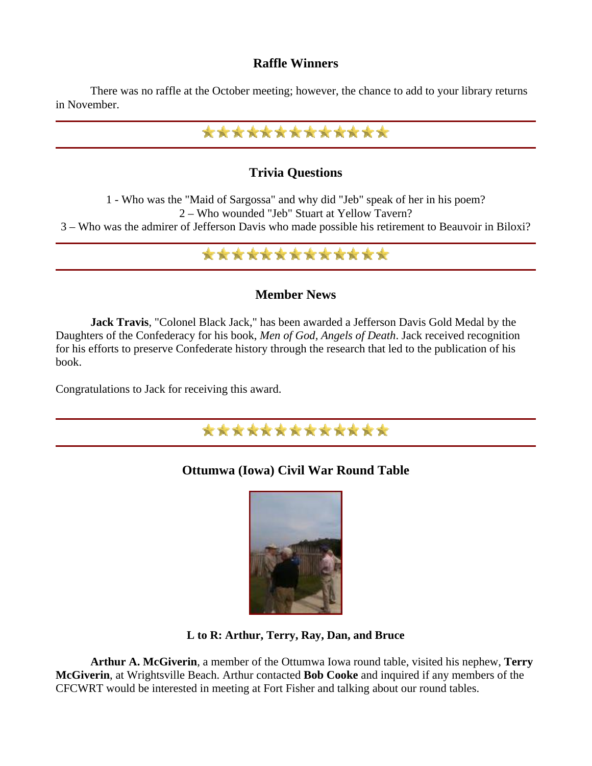## Raffle Winners

There was no raffle at the October meeting; however, the chance to add to your library returns in November.

---

## Trivia Questions

1 - Who was the "Maid of Sargossa" and why did "Jeb" speak of her in his poem?
2 – Who wounded "Jeb" Stuart at Yellow Tavern?
3 – Who was the admirer of Jefferson Davis who made possible his retirement to Beauvoir in Biloxi?

---

## Member News

**Jack Travis**, "Colonel Black Jack," has been awarded a Jefferson Davis Gold Medal by the Daughters of the Confederacy for his book, *Men of God, Angels of Death*. Jack received recognition for his efforts to preserve Confederate history through the research that led to the publication of his book.

Congratulations to Jack for receiving this award.

---

## Ottumwa (Iowa) Civil War Round Table

**L to R: Arthur, Terry, Ray, Dan, and Bruce**

**Arthur A. McGiverin**, a member of the Ottumwa Iowa round table, visited his nephew, **Terry McGiverin**, at Wrightsville Beach. Arthur contacted **Bob Cooke** and inquired if any members of the CFCWRT would be interested in meeting at Fort Fisher and talking about our round tables.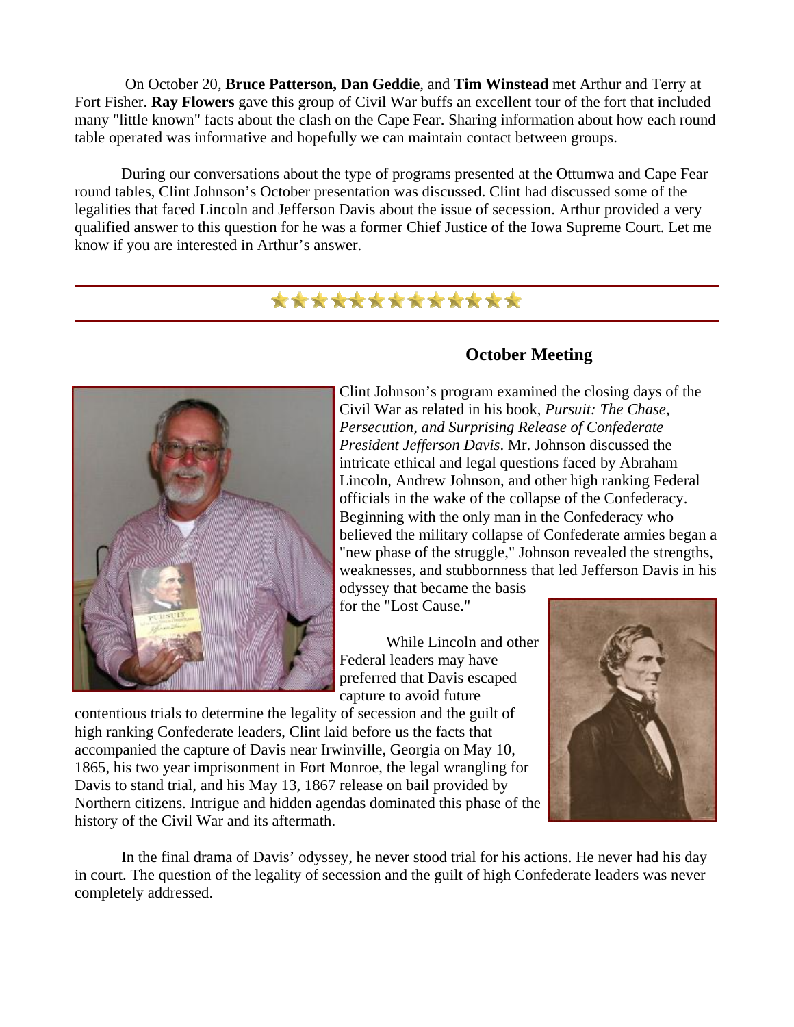On October 20, **Bruce Patterson, Dan Geddie**, and **Tim Winstead** met Arthur and Terry at Fort Fisher. **Ray Flowers** gave this group of Civil War buffs an excellent tour of the fort that included many "little known" facts about the clash on the Cape Fear. Sharing information about how each round table operated was informative and hopefully we can maintain contact between groups.

During our conversations about the type of programs presented at the Ottumwa and Cape Fear round tables, Clint Johnson's October presentation was discussed. Clint had discussed some of the legalities that faced Lincoln and Jefferson Davis about the issue of secession. Arthur provided a very qualified answer to this question for he was a former Chief Justice of the Iowa Supreme Court. Let me know if you are interested in Arthur's answer.

★★★★★★★★★★★★★★

## October Meeting

Clint Johnson's program examined the closing days of the Civil War as related in his book, *Pursuit: The Chase, Persecution, and Surprising Release of Confederate President Jefferson Davis*. Mr. Johnson discussed the intricate ethical and legal questions faced by Abraham Lincoln, Andrew Johnson, and other high ranking Federal officials in the wake of the collapse of the Confederacy. Beginning with the only man in the Confederacy who believed the military collapse of Confederate armies began a "new phase of the struggle," Johnson revealed the strengths, weaknesses, and stubbornness that led Jefferson Davis in his odyssey that became the basis for the "Lost Cause."

While Lincoln and other Federal leaders may have preferred that Davis escaped capture to avoid future contentious trials to determine the legality of secession and the guilt of high ranking Confederate leaders, Clint laid before us the facts that accompanied the capture of Davis near Irwinville, Georgia on May 10, 1865, his two year imprisonment in Fort Monroe, the legal wrangling for Davis to stand trial, and his May 13, 1867 release on bail provided by Northern citizens. Intrigue and hidden agendas dominated this phase of the history of the Civil War and its aftermath.

In the final drama of Davis' odyssey, he never stood trial for his actions. He never had his day in court. The question of the legality of secession and the guilt of high Confederate leaders was never completely addressed.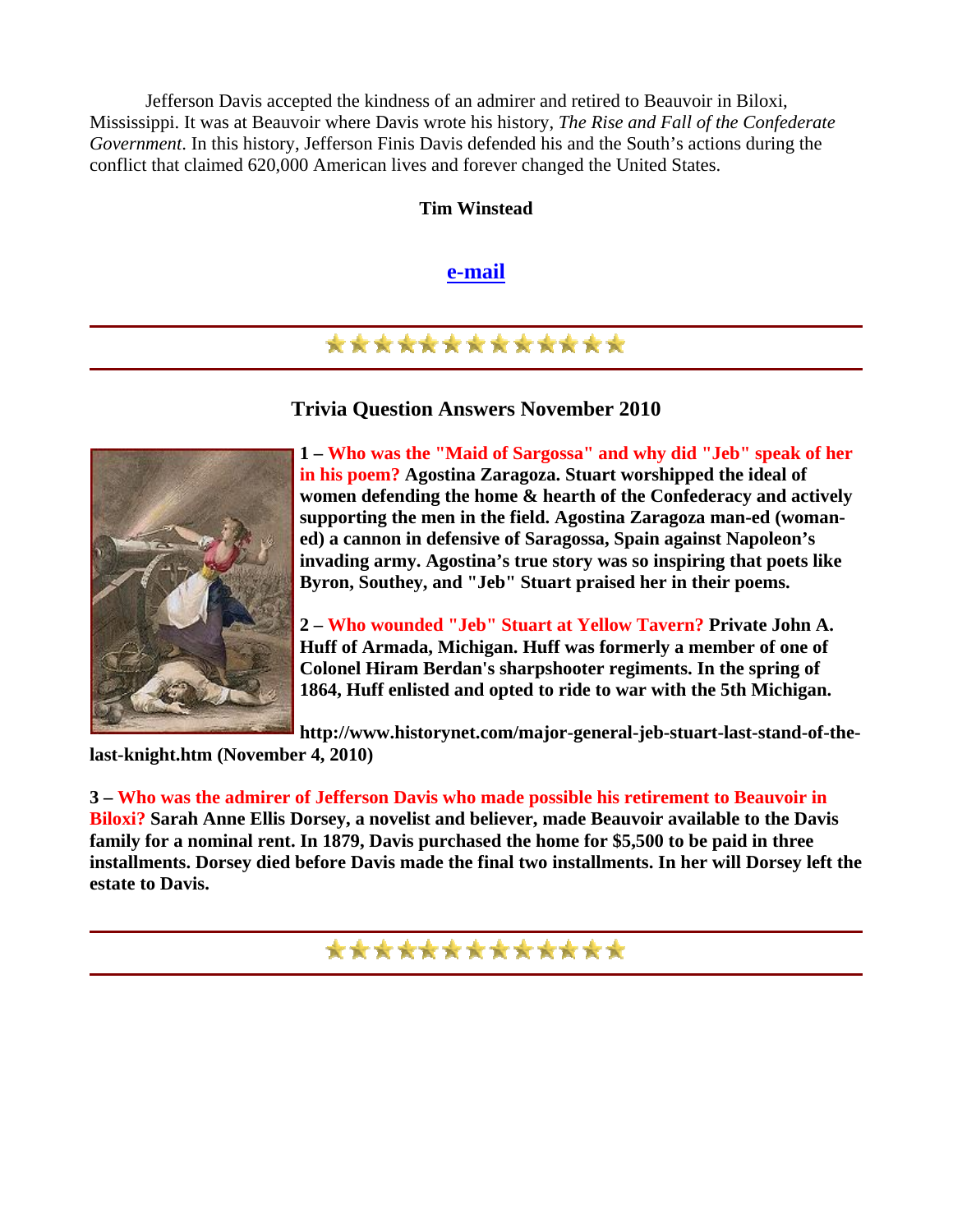Jefferson Davis accepted the kindness of an admirer and retired to Beauvoir in Biloxi, Mississippi. It was at Beauvoir where Davis wrote his history, *The Rise and Fall of the Confederate Government*. In this history, Jefferson Finis Davis defended his and the South's actions during the conflict that claimed 620,000 American lives and forever changed the United States.

**Tim Winstead**

**e-mail**

---

★★★★★★★★★★★★★★

---

## Trivia Question Answers November 2010

**1 – Who was the "Maid of Sargossa" and why did "Jeb" speak of her in his poem? Agostina Zaragoza. Stuart worshipped the ideal of women defending the home & hearth of the Confederacy and actively supporting the men in the field. Agostina Zaragoza man-ed (woman-ed) a cannon in defensive of Saragossa, Spain against Napoleon's invading army. Agostina's true story was so inspiring that poets like Byron, Southey, and "Jeb" Stuart praised her in their poems.**

**2 – Who wounded "Jeb" Stuart at Yellow Tavern? Private John A. Huff of Armada, Michigan. Huff was formerly a member of one of Colonel Hiram Berdan's sharpshooter regiments. In the spring of 1864, Huff enlisted and opted to ride to war with the 5th Michigan.**

**http://www.historynet.com/major-general-jeb-stuart-last-stand-of-the-last-knight.htm (November 4, 2010)**

**3 – Who was the admirer of Jefferson Davis who made possible his retirement to Beauvoir in Biloxi? Sarah Anne Ellis Dorsey, a novelist and believer, made Beauvoir available to the Davis family for a nominal rent. In 1879, Davis purchased the home for $5,500 to be paid in three installments. Dorsey died before Davis made the final two installments. In her will Dorsey left the estate to Davis.**

---

★★★★★★★★★★★★★★

---